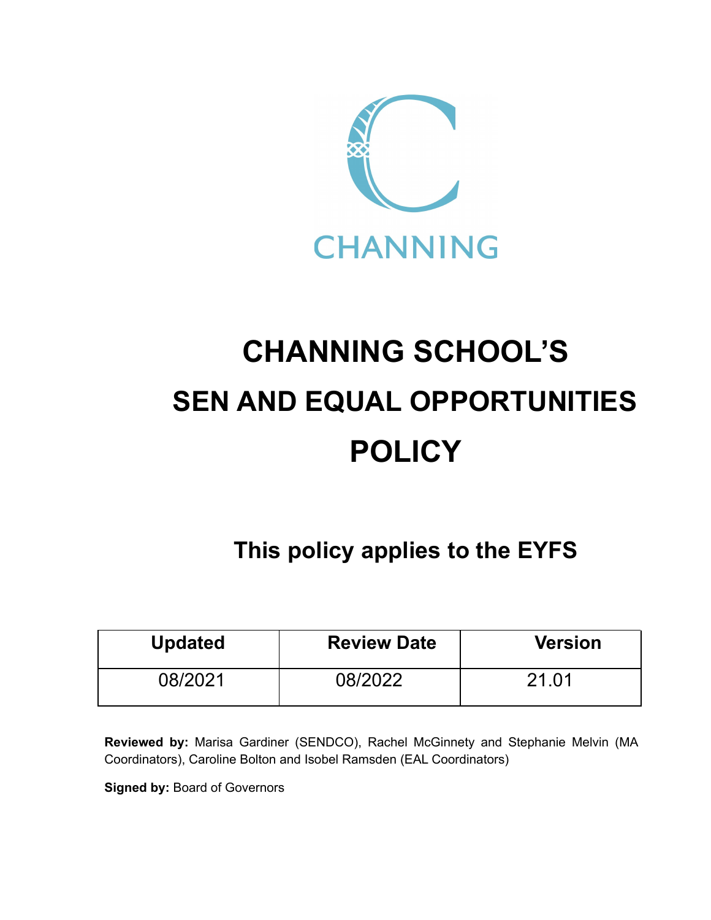CHANNING

# CHANNING SCHOOL'S SEN AND EQUAL OPPORTUNITIES POLICY

## This policy applies to the EYFS

| Updated | Review Date | Version |
|---|---|---|
| 08/2021 | 08/2022 | 21.01 |

**Reviewed by:** Marisa Gardiner (SENDCO), Rachel McGinnety and Stephanie Melvin (MA Coordinators), Caroline Bolton and Isobel Ramsden (EAL Coordinators)

**Signed by:** Board of Governors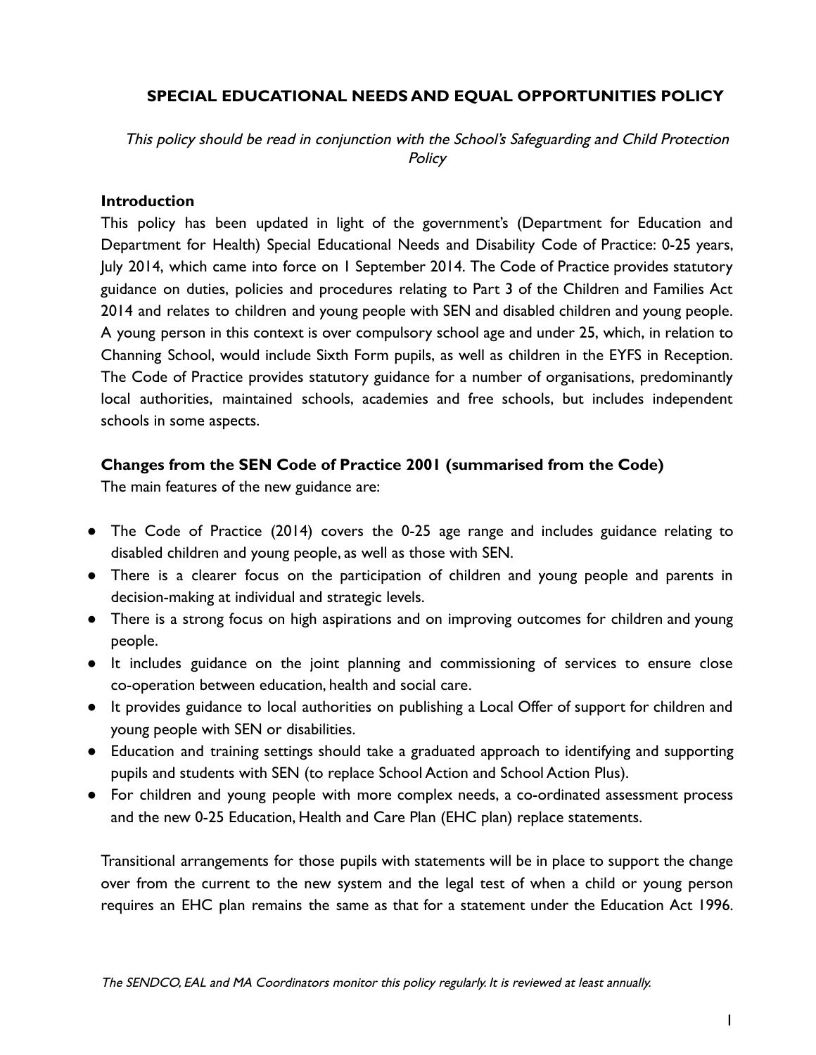# SPECIAL EDUCATIONAL NEEDS AND EQUAL OPPORTUNITIES POLICY

*This policy should be read in conjunction with the School's Safeguarding and Child Protection Policy*

**Introduction**

This policy has been updated in light of the government's (Department for Education and Department for Health) Special Educational Needs and Disability Code of Practice: 0-25 years, July 2014, which came into force on 1 September 2014. The Code of Practice provides statutory guidance on duties, policies and procedures relating to Part 3 of the Children and Families Act 2014 and relates to children and young people with SEN and disabled children and young people. A young person in this context is over compulsory school age and under 25, which, in relation to Channing School, would include Sixth Form pupils, as well as children in the EYFS in Reception. The Code of Practice provides statutory guidance for a number of organisations, predominantly local authorities, maintained schools, academies and free schools, but includes independent schools in some aspects.

**Changes from the SEN Code of Practice 2001 (summarised from the Code)**

The main features of the new guidance are:

- The Code of Practice (2014) covers the 0-25 age range and includes guidance relating to disabled children and young people, as well as those with SEN.
- There is a clearer focus on the participation of children and young people and parents in decision-making at individual and strategic levels.
- There is a strong focus on high aspirations and on improving outcomes for children and young people.
- It includes guidance on the joint planning and commissioning of services to ensure close co-operation between education, health and social care.
- It provides guidance to local authorities on publishing a Local Offer of support for children and young people with SEN or disabilities.
- Education and training settings should take a graduated approach to identifying and supporting pupils and students with SEN (to replace School Action and School Action Plus).
- For children and young people with more complex needs, a co-ordinated assessment process and the new 0-25 Education, Health and Care Plan (EHC plan) replace statements.

Transitional arrangements for those pupils with statements will be in place to support the change over from the current to the new system and the legal test of when a child or young person requires an EHC plan remains the same as that for a statement under the Education Act 1996.

*The SENDCO, EAL and MA Coordinators monitor this policy regularly. It is reviewed at least annually.*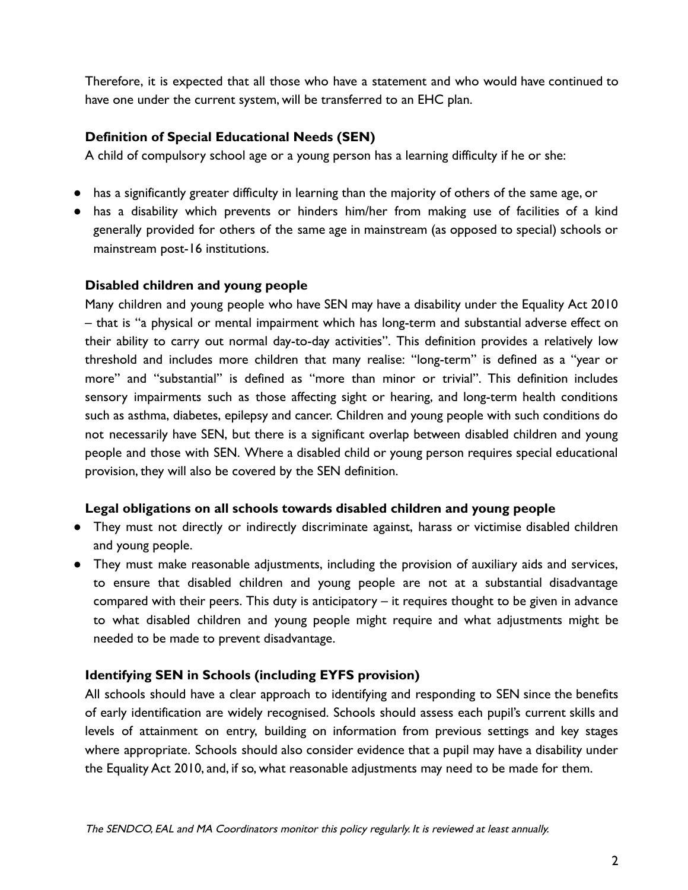Therefore, it is expected that all those who have a statement and who would have continued to have one under the current system, will be transferred to an EHC plan.

**Definition of Special Educational Needs (SEN)**

A child of compulsory school age or a young person has a learning difficulty if he or she:

- has a significantly greater difficulty in learning than the majority of others of the same age, or
- has a disability which prevents or hinders him/her from making use of facilities of a kind generally provided for others of the same age in mainstream (as opposed to special) schools or mainstream post-16 institutions.

**Disabled children and young people**

Many children and young people who have SEN may have a disability under the Equality Act 2010 – that is "a physical or mental impairment which has long-term and substantial adverse effect on their ability to carry out normal day-to-day activities". This definition provides a relatively low threshold and includes more children that many realise: "long-term" is defined as a "year or more" and "substantial" is defined as "more than minor or trivial". This definition includes sensory impairments such as those affecting sight or hearing, and long-term health conditions such as asthma, diabetes, epilepsy and cancer. Children and young people with such conditions do not necessarily have SEN, but there is a significant overlap between disabled children and young people and those with SEN. Where a disabled child or young person requires special educational provision, they will also be covered by the SEN definition.

**Legal obligations on all schools towards disabled children and young people**

- They must not directly or indirectly discriminate against, harass or victimise disabled children and young people.
- They must make reasonable adjustments, including the provision of auxiliary aids and services, to ensure that disabled children and young people are not at a substantial disadvantage compared with their peers. This duty is anticipatory – it requires thought to be given in advance to what disabled children and young people might require and what adjustments might be needed to be made to prevent disadvantage.

**Identifying SEN in Schools (including EYFS provision)**

All schools should have a clear approach to identifying and responding to SEN since the benefits of early identification are widely recognised. Schools should assess each pupil's current skills and levels of attainment on entry, building on information from previous settings and key stages where appropriate. Schools should also consider evidence that a pupil may have a disability under the Equality Act 2010, and, if so, what reasonable adjustments may need to be made for them.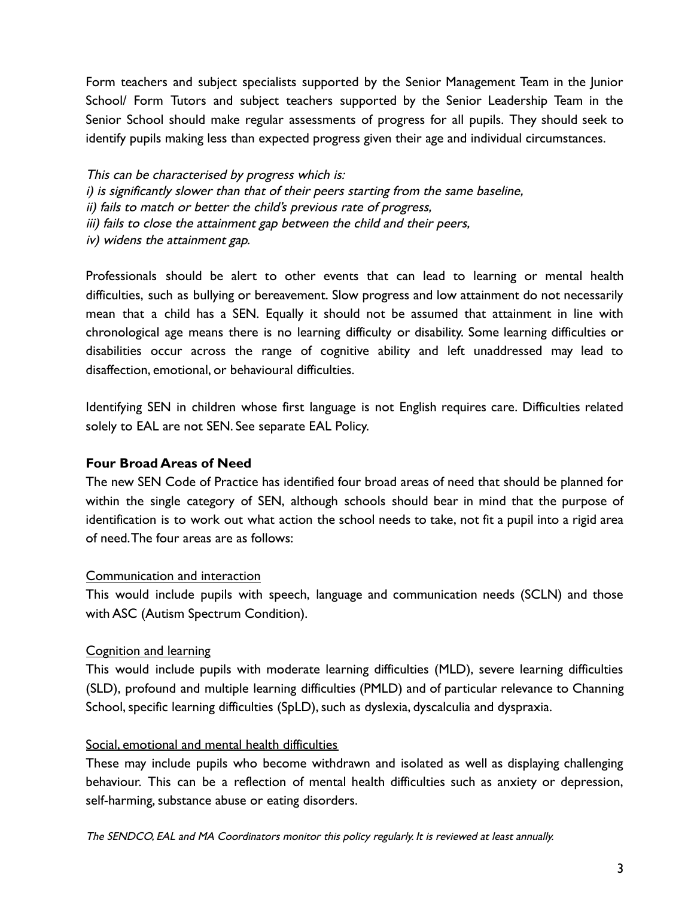Form teachers and subject specialists supported by the Senior Management Team in the Junior School/ Form Tutors and subject teachers supported by the Senior Leadership Team in the Senior School should make regular assessments of progress for all pupils. They should seek to identify pupils making less than expected progress given their age and individual circumstances.

*This can be characterised by progress which is:*
*i) is significantly slower than that of their peers starting from the same baseline,*
*ii) fails to match or better the child's previous rate of progress,*
*iii) fails to close the attainment gap between the child and their peers,*
*iv) widens the attainment gap.*

Professionals should be alert to other events that can lead to learning or mental health difficulties, such as bullying or bereavement. Slow progress and low attainment do not necessarily mean that a child has a SEN. Equally it should not be assumed that attainment in line with chronological age means there is no learning difficulty or disability. Some learning difficulties or disabilities occur across the range of cognitive ability and left unaddressed may lead to disaffection, emotional, or behavioural difficulties.

Identifying SEN in children whose first language is not English requires care. Difficulties related solely to EAL are not SEN. See separate EAL Policy.

**Four Broad Areas of Need**

The new SEN Code of Practice has identified four broad areas of need that should be planned for within the single category of SEN, although schools should bear in mind that the purpose of identification is to work out what action the school needs to take, not fit a pupil into a rigid area of need. The four areas are as follows:

<u>Communication and interaction</u>

This would include pupils with speech, language and communication needs (SCLN) and those with ASC (Autism Spectrum Condition).

<u>Cognition and learning</u>

This would include pupils with moderate learning difficulties (MLD), severe learning difficulties (SLD), profound and multiple learning difficulties (PMLD) and of particular relevance to Channing School, specific learning difficulties (SpLD), such as dyslexia, dyscalculia and dyspraxia.

<u>Social, emotional and mental health difficulties</u>

These may include pupils who become withdrawn and isolated as well as displaying challenging behaviour. This can be a reflection of mental health difficulties such as anxiety or depression, self-harming, substance abuse or eating disorders.

*The SENDCO, EAL and MA Coordinators monitor this policy regularly. It is reviewed at least annually.*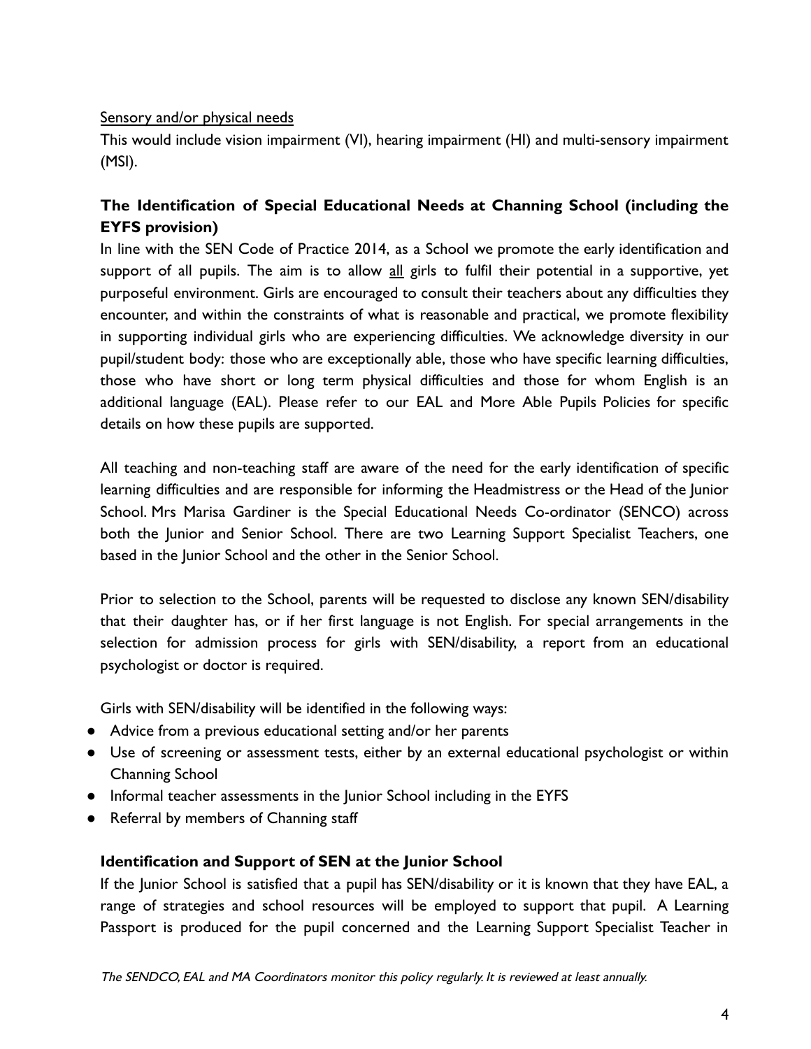Sensory and/or physical needs

This would include vision impairment (VI), hearing impairment (HI) and multi-sensory impairment (MSI).

### The Identification of Special Educational Needs at Channing School (including the EYFS provision)

In line with the SEN Code of Practice 2014, as a School we promote the early identification and support of all pupils. The aim is to allow all girls to fulfil their potential in a supportive, yet purposeful environment. Girls are encouraged to consult their teachers about any difficulties they encounter, and within the constraints of what is reasonable and practical, we promote flexibility in supporting individual girls who are experiencing difficulties. We acknowledge diversity in our pupil/student body: those who are exceptionally able, those who have specific learning difficulties, those who have short or long term physical difficulties and those for whom English is an additional language (EAL). Please refer to our EAL and More Able Pupils Policies for specific details on how these pupils are supported.

All teaching and non-teaching staff are aware of the need for the early identification of specific learning difficulties and are responsible for informing the Headmistress or the Head of the Junior School. Mrs Marisa Gardiner is the Special Educational Needs Co-ordinator (SENCO) across both the Junior and Senior School. There are two Learning Support Specialist Teachers, one based in the Junior School and the other in the Senior School.

Prior to selection to the School, parents will be requested to disclose any known SEN/disability that their daughter has, or if her first language is not English. For special arrangements in the selection for admission process for girls with SEN/disability, a report from an educational psychologist or doctor is required.

Girls with SEN/disability will be identified in the following ways:

- Advice from a previous educational setting and/or her parents
- Use of screening or assessment tests, either by an external educational psychologist or within Channing School
- Informal teacher assessments in the Junior School including in the EYFS
- Referral by members of Channing staff

### Identification and Support of SEN at the Junior School

If the Junior School is satisfied that a pupil has SEN/disability or it is known that they have EAL, a range of strategies and school resources will be employed to support that pupil. A Learning Passport is produced for the pupil concerned and the Learning Support Specialist Teacher in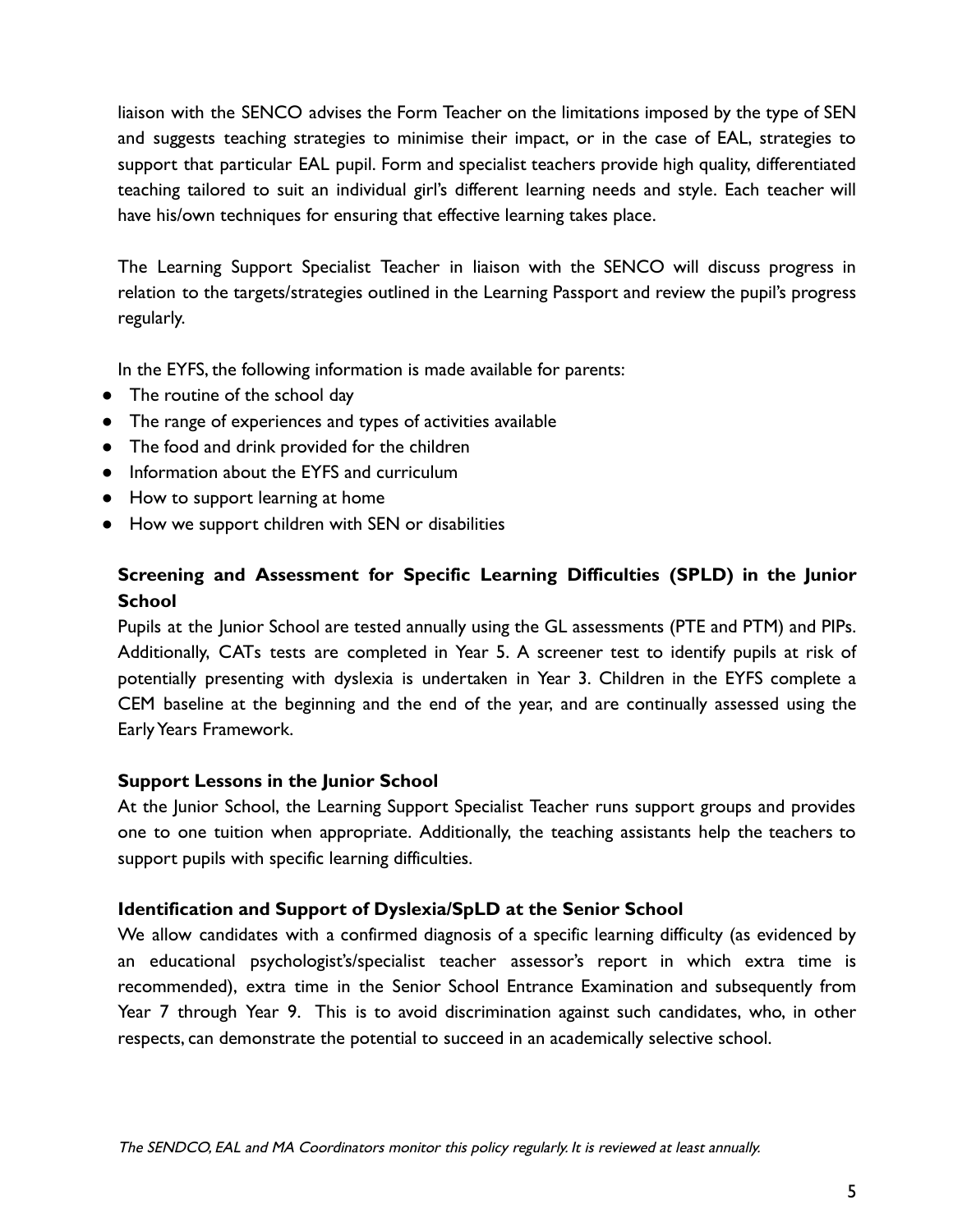liaison with the SENCO advises the Form Teacher on the limitations imposed by the type of SEN and suggests teaching strategies to minimise their impact, or in the case of EAL, strategies to support that particular EAL pupil. Form and specialist teachers provide high quality, differentiated teaching tailored to suit an individual girl's different learning needs and style. Each teacher will have his/own techniques for ensuring that effective learning takes place.

The Learning Support Specialist Teacher in liaison with the SENCO will discuss progress in relation to the targets/strategies outlined in the Learning Passport and review the pupil's progress regularly.

In the EYFS, the following information is made available for parents:

- The routine of the school day
- The range of experiences and types of activities available
- The food and drink provided for the children
- Information about the EYFS and curriculum
- How to support learning at home
- How we support children with SEN or disabilities

### Screening and Assessment for Specific Learning Difficulties (SPLD) in the Junior School

Pupils at the Junior School are tested annually using the GL assessments (PTE and PTM) and PIPs. Additionally, CATs tests are completed in Year 5. A screener test to identify pupils at risk of potentially presenting with dyslexia is undertaken in Year 3. Children in the EYFS complete a CEM baseline at the beginning and the end of the year, and are continually assessed using the Early Years Framework.

### Support Lessons in the Junior School

At the Junior School, the Learning Support Specialist Teacher runs support groups and provides one to one tuition when appropriate. Additionally, the teaching assistants help the teachers to support pupils with specific learning difficulties.

### Identification and Support of Dyslexia/SpLD at the Senior School

We allow candidates with a confirmed diagnosis of a specific learning difficulty (as evidenced by an educational psychologist's/specialist teacher assessor's report in which extra time is recommended), extra time in the Senior School Entrance Examination and subsequently from Year 7 through Year 9. This is to avoid discrimination against such candidates, who, in other respects, can demonstrate the potential to succeed in an academically selective school.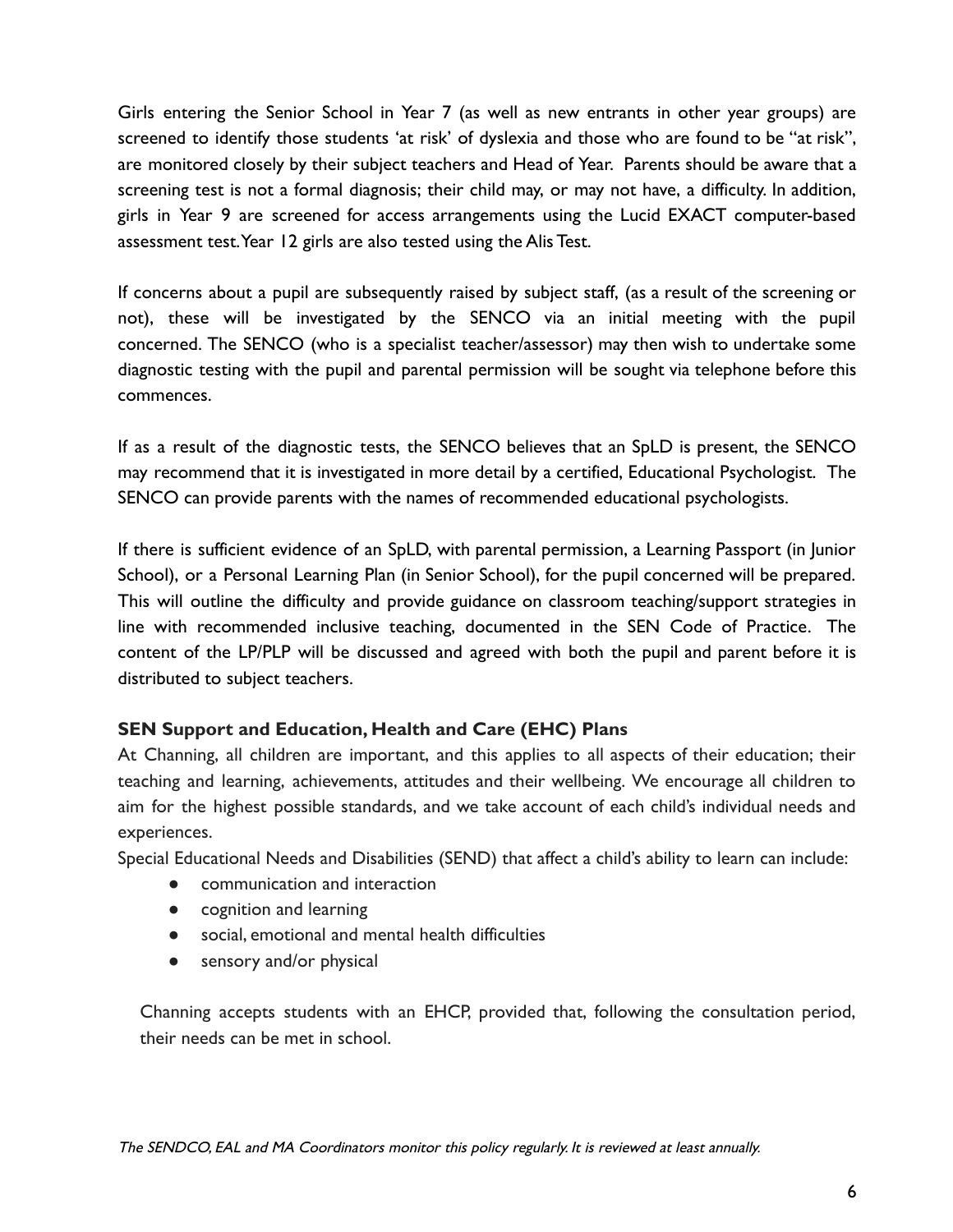Girls entering the Senior School in Year 7 (as well as new entrants in other year groups) are screened to identify those students 'at risk' of dyslexia and those who are found to be "at risk", are monitored closely by their subject teachers and Head of Year. Parents should be aware that a screening test is not a formal diagnosis; their child may, or may not have, a difficulty. In addition, girls in Year 9 are screened for access arrangements using the Lucid EXACT computer-based assessment test. Year 12 girls are also tested using the Alis Test.

If concerns about a pupil are subsequently raised by subject staff, (as a result of the screening or not), these will be investigated by the SENCO via an initial meeting with the pupil concerned. The SENCO (who is a specialist teacher/assessor) may then wish to undertake some diagnostic testing with the pupil and parental permission will be sought via telephone before this commences.

If as a result of the diagnostic tests, the SENCO believes that an SpLD is present, the SENCO may recommend that it is investigated in more detail by a certified, Educational Psychologist. The SENCO can provide parents with the names of recommended educational psychologists.

If there is sufficient evidence of an SpLD, with parental permission, a Learning Passport (in Junior School), or a Personal Learning Plan (in Senior School), for the pupil concerned will be prepared. This will outline the difficulty and provide guidance on classroom teaching/support strategies in line with recommended inclusive teaching, documented in the SEN Code of Practice. The content of the LP/PLP will be discussed and agreed with both the pupil and parent before it is distributed to subject teachers.

### SEN Support and Education, Health and Care (EHC) Plans

At Channing, all children are important, and this applies to all aspects of their education; their teaching and learning, achievements, attitudes and their wellbeing. We encourage all children to aim for the highest possible standards, and we take account of each child's individual needs and experiences.

Special Educational Needs and Disabilities (SEND) that affect a child's ability to learn can include:

- communication and interaction
- cognition and learning
- social, emotional and mental health difficulties
- sensory and/or physical

Channing accepts students with an EHCP, provided that, following the consultation period, their needs can be met in school.

*The SENDCO, EAL and MA Coordinators monitor this policy regularly. It is reviewed at least annually.*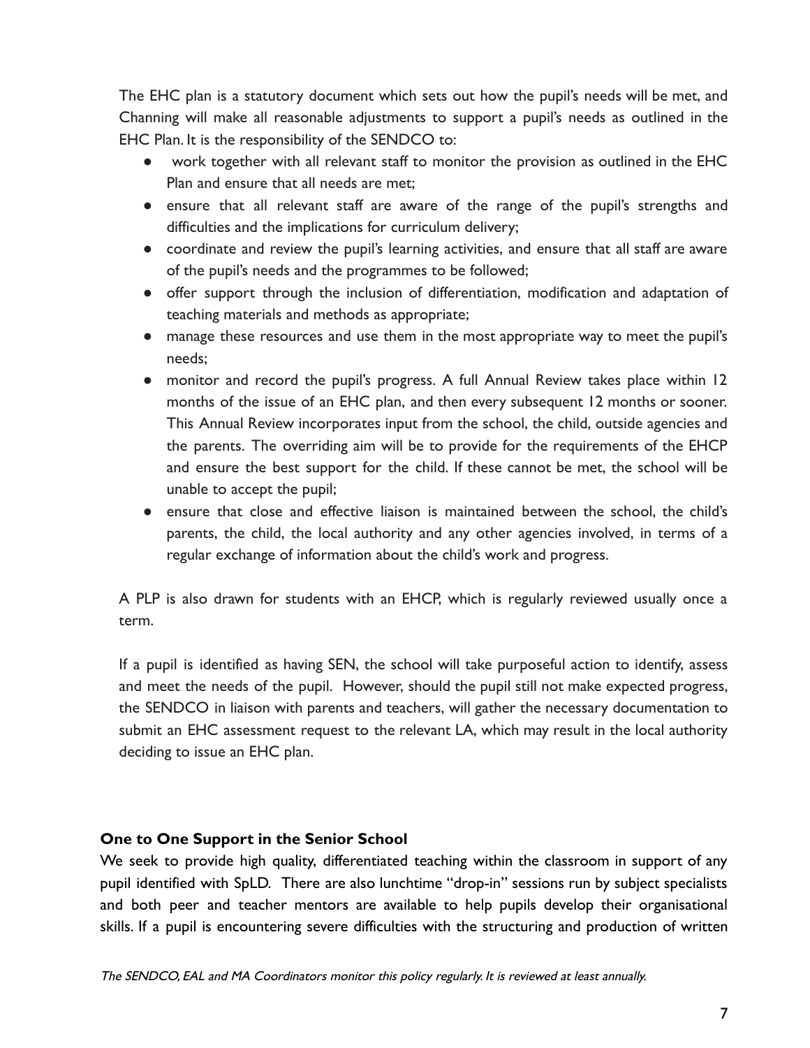The EHC plan is a statutory document which sets out how the pupil's needs will be met, and Channing will make all reasonable adjustments to support a pupil's needs as outlined in the EHC Plan. It is the responsibility of the SENDCO to:

- work together with all relevant staff to monitor the provision as outlined in the EHC Plan and ensure that all needs are met;
- ensure that all relevant staff are aware of the range of the pupil's strengths and difficulties and the implications for curriculum delivery;
- coordinate and review the pupil's learning activities, and ensure that all staff are aware of the pupil's needs and the programmes to be followed;
- offer support through the inclusion of differentiation, modification and adaptation of teaching materials and methods as appropriate;
- manage these resources and use them in the most appropriate way to meet the pupil's needs;
- monitor and record the pupil's progress. A full Annual Review takes place within 12 months of the issue of an EHC plan, and then every subsequent 12 months or sooner. This Annual Review incorporates input from the school, the child, outside agencies and the parents. The overriding aim will be to provide for the requirements of the EHCP and ensure the best support for the child. If these cannot be met, the school will be unable to accept the pupil;
- ensure that close and effective liaison is maintained between the school, the child's parents, the child, the local authority and any other agencies involved, in terms of a regular exchange of information about the child's work and progress.

A PLP is also drawn for students with an EHCP, which is regularly reviewed usually once a term.

If a pupil is identified as having SEN, the school will take purposeful action to identify, assess and meet the needs of the pupil. However, should the pupil still not make expected progress, the SENDCO in liaison with parents and teachers, will gather the necessary documentation to submit an EHC assessment request to the relevant LA, which may result in the local authority deciding to issue an EHC plan.

**One to One Support in the Senior School**

We seek to provide high quality, differentiated teaching within the classroom in support of any pupil identified with SpLD. There are also lunchtime "drop-in" sessions run by subject specialists and both peer and teacher mentors are available to help pupils develop their organisational skills. If a pupil is encountering severe difficulties with the structuring and production of written

*The SENDCO, EAL and MA Coordinators monitor this policy regularly. It is reviewed at least annually.*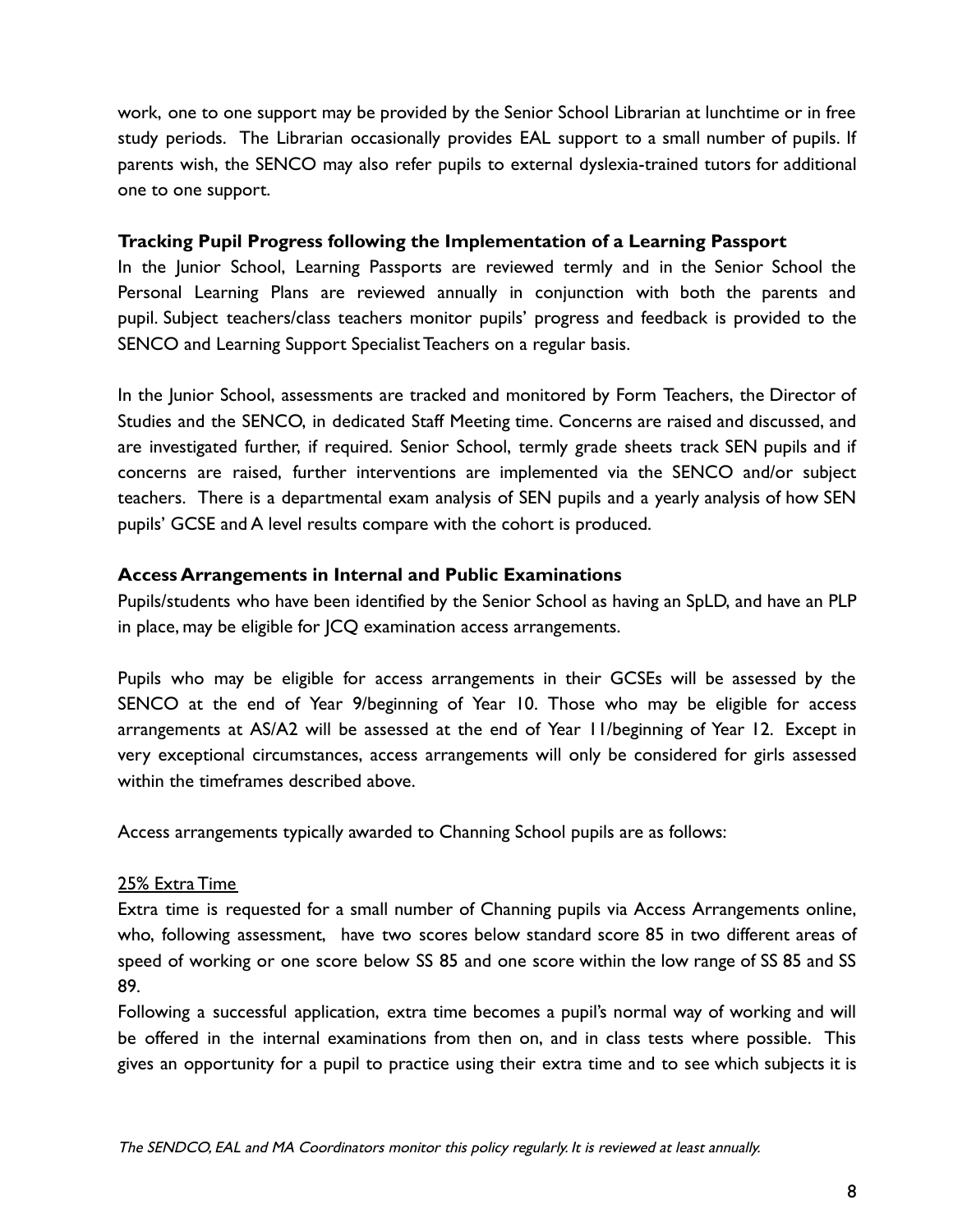work, one to one support may be provided by the Senior School Librarian at lunchtime or in free study periods. The Librarian occasionally provides EAL support to a small number of pupils. If parents wish, the SENCO may also refer pupils to external dyslexia-trained tutors for additional one to one support.

### Tracking Pupil Progress following the Implementation of a Learning Passport

In the Junior School, Learning Passports are reviewed termly and in the Senior School the Personal Learning Plans are reviewed annually in conjunction with both the parents and pupil. Subject teachers/class teachers monitor pupils' progress and feedback is provided to the SENCO and Learning Support Specialist Teachers on a regular basis.

In the Junior School, assessments are tracked and monitored by Form Teachers, the Director of Studies and the SENCO, in dedicated Staff Meeting time. Concerns are raised and discussed, and are investigated further, if required. Senior School, termly grade sheets track SEN pupils and if concerns are raised, further interventions are implemented via the SENCO and/or subject teachers. There is a departmental exam analysis of SEN pupils and a yearly analysis of how SEN pupils' GCSE and A level results compare with the cohort is produced.

### Access Arrangements in Internal and Public Examinations

Pupils/students who have been identified by the Senior School as having an SpLD, and have an PLP in place, may be eligible for JCQ examination access arrangements.

Pupils who may be eligible for access arrangements in their GCSEs will be assessed by the SENCO at the end of Year 9/beginning of Year 10. Those who may be eligible for access arrangements at AS/A2 will be assessed at the end of Year 11/beginning of Year 12. Except in very exceptional circumstances, access arrangements will only be considered for girls assessed within the timeframes described above.

Access arrangements typically awarded to Channing School pupils are as follows:

<u>25% Extra Time</u>

Extra time is requested for a small number of Channing pupils via Access Arrangements online, who, following assessment, have two scores below standard score 85 in two different areas of speed of working or one score below SS 85 and one score within the low range of SS 85 and SS 89.

Following a successful application, extra time becomes a pupil's normal way of working and will be offered in the internal examinations from then on, and in class tests where possible. This gives an opportunity for a pupil to practice using their extra time and to see which subjects it is

*The SENDCO, EAL and MA Coordinators monitor this policy regularly. It is reviewed at least annually.*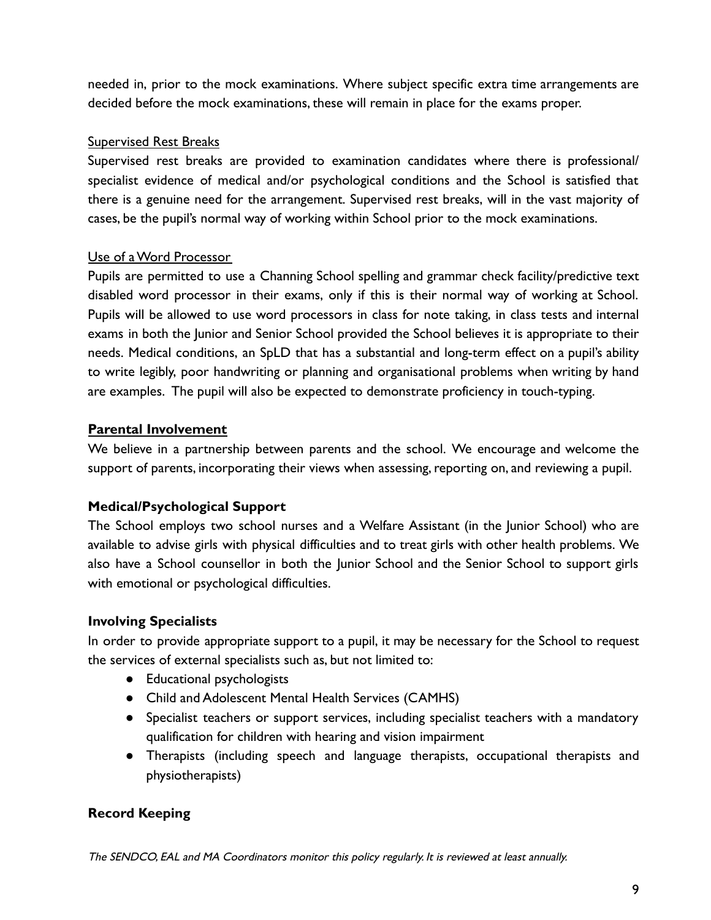needed in, prior to the mock examinations. Where subject specific extra time arrangements are decided before the mock examinations, these will remain in place for the exams proper.

Supervised Rest Breaks

Supervised rest breaks are provided to examination candidates where there is professional/ specialist evidence of medical and/or psychological conditions and the School is satisfied that there is a genuine need for the arrangement. Supervised rest breaks, will in the vast majority of cases, be the pupil's normal way of working within School prior to the mock examinations.

Use of a Word Processor

Pupils are permitted to use a Channing School spelling and grammar check facility/predictive text disabled word processor in their exams, only if this is their normal way of working at School. Pupils will be allowed to use word processors in class for note taking, in class tests and internal exams in both the Junior and Senior School provided the School believes it is appropriate to their needs. Medical conditions, an SpLD that has a substantial and long-term effect on a pupil's ability to write legibly, poor handwriting or planning and organisational problems when writing by hand are examples. The pupil will also be expected to demonstrate proficiency in touch-typing.

**Parental Involvement**

We believe in a partnership between parents and the school. We encourage and welcome the support of parents, incorporating their views when assessing, reporting on, and reviewing a pupil.

**Medical/Psychological Support**

The School employs two school nurses and a Welfare Assistant (in the Junior School) who are available to advise girls with physical difficulties and to treat girls with other health problems. We also have a School counsellor in both the Junior School and the Senior School to support girls with emotional or psychological difficulties.

**Involving Specialists**

In order to provide appropriate support to a pupil, it may be necessary for the School to request the services of external specialists such as, but not limited to:

- Educational psychologists
- Child and Adolescent Mental Health Services (CAMHS)
- Specialist teachers or support services, including specialist teachers with a mandatory qualification for children with hearing and vision impairment
- Therapists (including speech and language therapists, occupational therapists and physiotherapists)

**Record Keeping**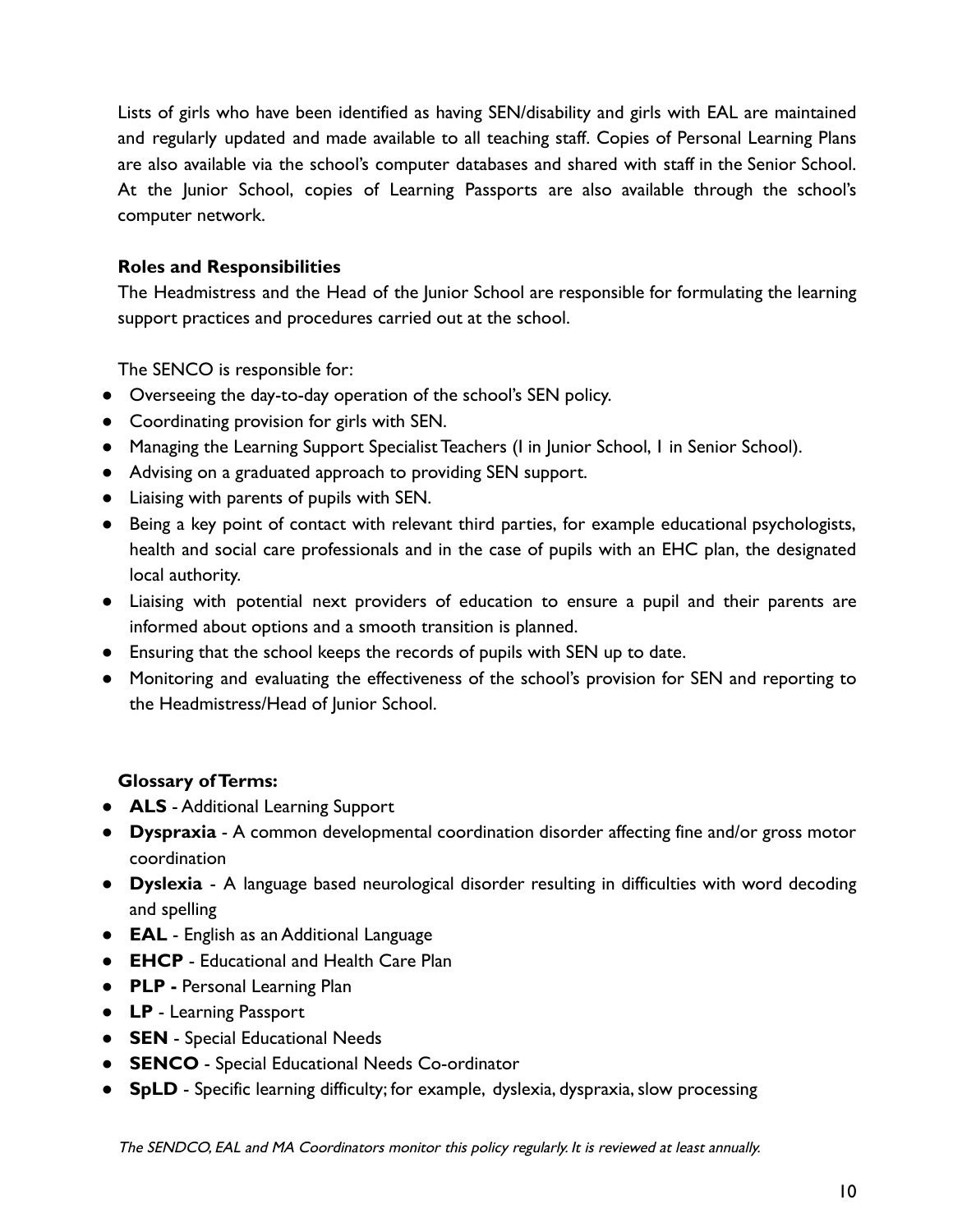Lists of girls who have been identified as having SEN/disability and girls with EAL are maintained and regularly updated and made available to all teaching staff. Copies of Personal Learning Plans are also available via the school's computer databases and shared with staff in the Senior School. At the Junior School, copies of Learning Passports are also available through the school's computer network.

**Roles and Responsibilities**

The Headmistress and the Head of the Junior School are responsible for formulating the learning support practices and procedures carried out at the school.

The SENCO is responsible for:

- Overseeing the day-to-day operation of the school's SEN policy.
- Coordinating provision for girls with SEN.
- Managing the Learning Support Specialist Teachers (1 in Junior School, 1 in Senior School).
- Advising on a graduated approach to providing SEN support.
- Liaising with parents of pupils with SEN.
- Being a key point of contact with relevant third parties, for example educational psychologists, health and social care professionals and in the case of pupils with an EHC plan, the designated local authority.
- Liaising with potential next providers of education to ensure a pupil and their parents are informed about options and a smooth transition is planned.
- Ensuring that the school keeps the records of pupils with SEN up to date.
- Monitoring and evaluating the effectiveness of the school's provision for SEN and reporting to the Headmistress/Head of Junior School.

**Glossary of Terms:**

- **ALS** - Additional Learning Support
- **Dyspraxia** - A common developmental coordination disorder affecting fine and/or gross motor coordination
- **Dyslexia** - A language based neurological disorder resulting in difficulties with word decoding and spelling
- **EAL** - English as an Additional Language
- **EHCP** - Educational and Health Care Plan
- **PLP -** Personal Learning Plan
- **LP** - Learning Passport
- **SEN** - Special Educational Needs
- **SENCO** - Special Educational Needs Co-ordinator
- **SpLD** - Specific learning difficulty; for example, dyslexia, dyspraxia, slow processing

*The SENDCO, EAL and MA Coordinators monitor this policy regularly. It is reviewed at least annually.*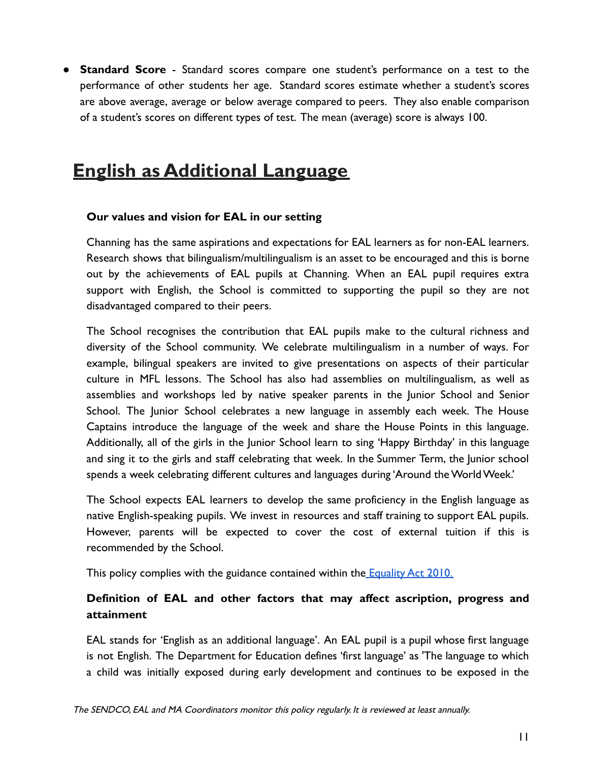- **Standard Score** - Standard scores compare one student's performance on a test to the performance of other students her age. Standard scores estimate whether a student's scores are above average, average or below average compared to peers. They also enable comparison of a student's scores on different types of test. The mean (average) score is always 100.

# English as Additional Language

### Our values and vision for EAL in our setting

Channing has the same aspirations and expectations for EAL learners as for non-EAL learners. Research shows that bilingualism/multilingualism is an asset to be encouraged and this is borne out by the achievements of EAL pupils at Channing. When an EAL pupil requires extra support with English, the School is committed to supporting the pupil so they are not disadvantaged compared to their peers.

The School recognises the contribution that EAL pupils make to the cultural richness and diversity of the School community. We celebrate multilingualism in a number of ways. For example, bilingual speakers are invited to give presentations on aspects of their particular culture in MFL lessons. The School has also had assemblies on multilingualism, as well as assemblies and workshops led by native speaker parents in the Junior School and Senior School. The Junior School celebrates a new language in assembly each week. The House Captains introduce the language of the week and share the House Points in this language. Additionally, all of the girls in the Junior School learn to sing 'Happy Birthday' in this language and sing it to the girls and staff celebrating that week. In the Summer Term, the Junior school spends a week celebrating different cultures and languages during 'Around the World Week.'

The School expects EAL learners to develop the same proficiency in the English language as native English-speaking pupils. We invest in resources and staff training to support EAL pupils. However, parents will be expected to cover the cost of external tuition if this is recommended by the School.

This policy complies with the guidance contained within the [Equality Act 2010.]

### Definition of EAL and other factors that may affect ascription, progress and attainment

EAL stands for 'English as an additional language'. An EAL pupil is a pupil whose first language is not English. The Department for Education defines 'first language' as 'The language to which a child was initially exposed during early development and continues to be exposed in the

*The SENDCO, EAL and MA Coordinators monitor this policy regularly. It is reviewed at least annually.*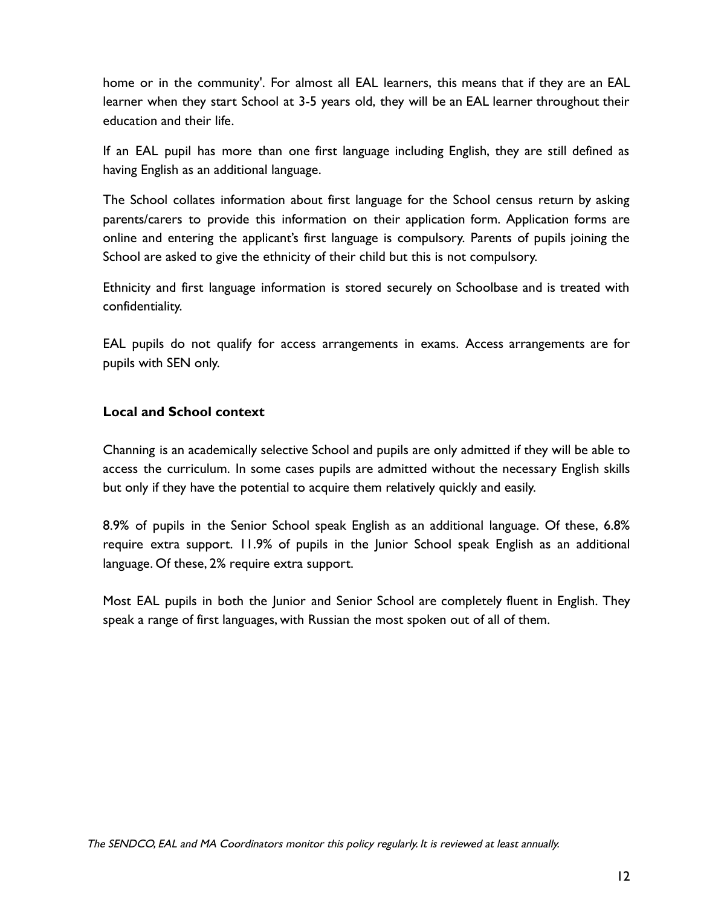home or in the community'. For almost all EAL learners, this means that if they are an EAL learner when they start School at 3-5 years old, they will be an EAL learner throughout their education and their life.

If an EAL pupil has more than one first language including English, they are still defined as having English as an additional language.

The School collates information about first language for the School census return by asking parents/carers to provide this information on their application form. Application forms are online and entering the applicant's first language is compulsory. Parents of pupils joining the School are asked to give the ethnicity of their child but this is not compulsory.

Ethnicity and first language information is stored securely on Schoolbase and is treated with confidentiality.

EAL pupils do not qualify for access arrangements in exams. Access arrangements are for pupils with SEN only.

**Local and School context**

Channing is an academically selective School and pupils are only admitted if they will be able to access the curriculum. In some cases pupils are admitted without the necessary English skills but only if they have the potential to acquire them relatively quickly and easily.

8.9% of pupils in the Senior School speak English as an additional language. Of these, 6.8% require extra support. 11.9% of pupils in the Junior School speak English as an additional language. Of these, 2% require extra support.

Most EAL pupils in both the Junior and Senior School are completely fluent in English. They speak a range of first languages, with Russian the most spoken out of all of them.

*The SENDCO, EAL and MA Coordinators monitor this policy regularly. It is reviewed at least annually.*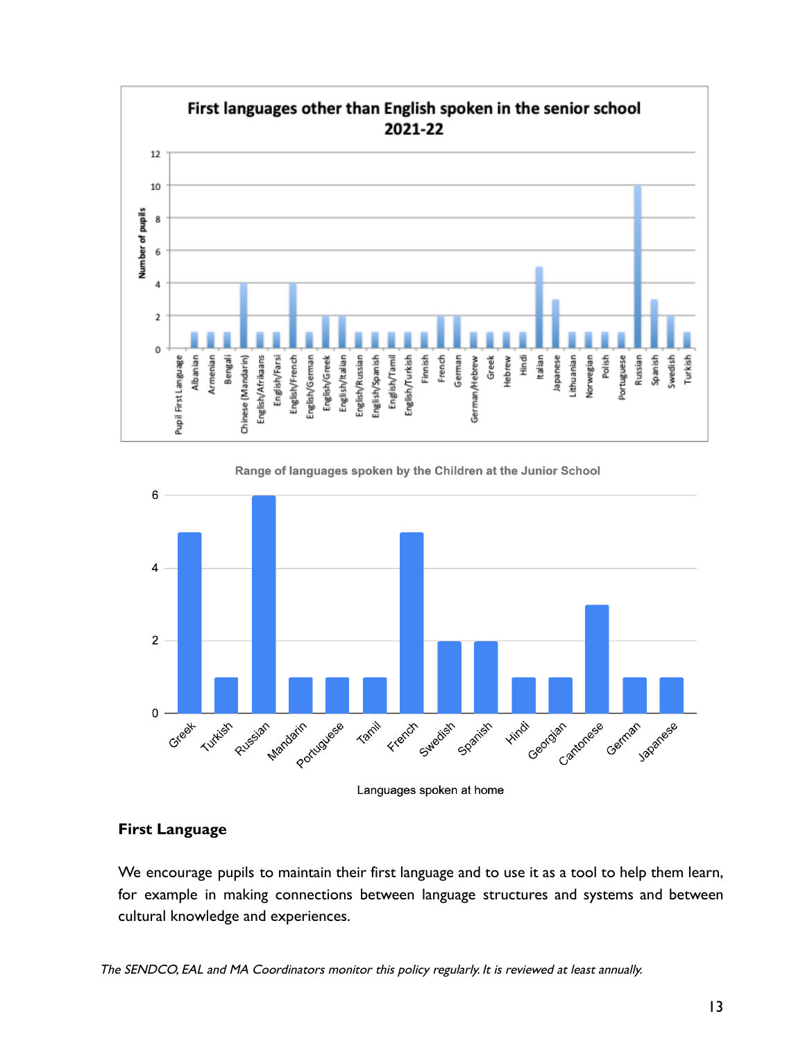**First languages other than English spoken in the senior school 2021-22**

| Pupil First Language | Number of pupils |
|---|---|
| Albanian | 1 |
| Armenian | 1 |
| Bengali | 1 |
| Chinese (Mandarin) | 4 |
| English/Afrikaans | 1 |
| English/Farsi | 1 |
| English/French | 4 |
| English/German | 1 |
| English/Greek | 2 |
| English/Italian | 2 |
| English/Russian | 1 |
| English/Spanish | 1 |
| English/Tamil | 1 |
| English/Turkish | 1 |
| Finnish | 1 |
| French | 2 |
| German | 2 |
| German/Hebrew | 1 |
| Greek | 1 |
| Hebrew | 1 |
| Hindi | 1 |
| Italian | 5 |
| Japanese | 3 |
| Lithuanian | 1 |
| Norwegian | 1 |
| Polish | 1 |
| Portuguese | 1 |
| Russian | 10 |
| Spanish | 3 |
| Swedish | 2 |
| Turkish | 1 |

**Range of languages spoken by the Children at the Junior School**

| Languages spoken at home | Number |
|---|---|
| Greek | 5 |
| Turkish | 1 |
| Russian | 6 |
| Mandarin | 1 |
| Portuguese | 1 |
| Tamil | 1 |
| French | 5 |
| Swedish | 2 |
| Spanish | 2 |
| Hindi | 1 |
| Georgian | 1 |
| Cantonese | 3 |
| German | 1 |
| Japanese | 1 |

### First Language

We encourage pupils to maintain their first language and to use it as a tool to help them learn, for example in making connections between language structures and systems and between cultural knowledge and experiences.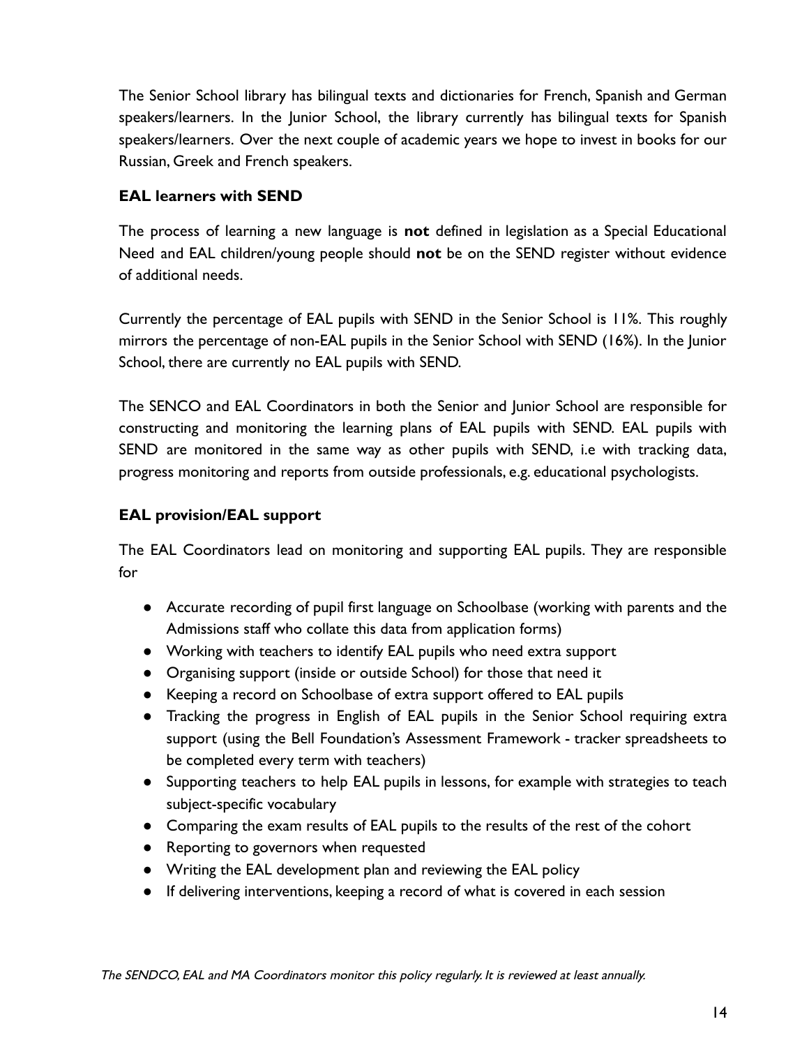The Senior School library has bilingual texts and dictionaries for French, Spanish and German speakers/learners. In the Junior School, the library currently has bilingual texts for Spanish speakers/learners. Over the next couple of academic years we hope to invest in books for our Russian, Greek and French speakers.

### EAL learners with SEND

The process of learning a new language is **not** defined in legislation as a Special Educational Need and EAL children/young people should **not** be on the SEND register without evidence of additional needs.

Currently the percentage of EAL pupils with SEND in the Senior School is 11%. This roughly mirrors the percentage of non-EAL pupils in the Senior School with SEND (16%). In the Junior School, there are currently no EAL pupils with SEND.

The SENCO and EAL Coordinators in both the Senior and Junior School are responsible for constructing and monitoring the learning plans of EAL pupils with SEND. EAL pupils with SEND are monitored in the same way as other pupils with SEND, i.e with tracking data, progress monitoring and reports from outside professionals, e.g. educational psychologists.

### EAL provision/EAL support

The EAL Coordinators lead on monitoring and supporting EAL pupils. They are responsible for

- Accurate recording of pupil first language on Schoolbase (working with parents and the Admissions staff who collate this data from application forms)
- Working with teachers to identify EAL pupils who need extra support
- Organising support (inside or outside School) for those that need it
- Keeping a record on Schoolbase of extra support offered to EAL pupils
- Tracking the progress in English of EAL pupils in the Senior School requiring extra support (using the Bell Foundation's Assessment Framework - tracker spreadsheets to be completed every term with teachers)
- Supporting teachers to help EAL pupils in lessons, for example with strategies to teach subject-specific vocabulary
- Comparing the exam results of EAL pupils to the results of the rest of the cohort
- Reporting to governors when requested
- Writing the EAL development plan and reviewing the EAL policy
- If delivering interventions, keeping a record of what is covered in each session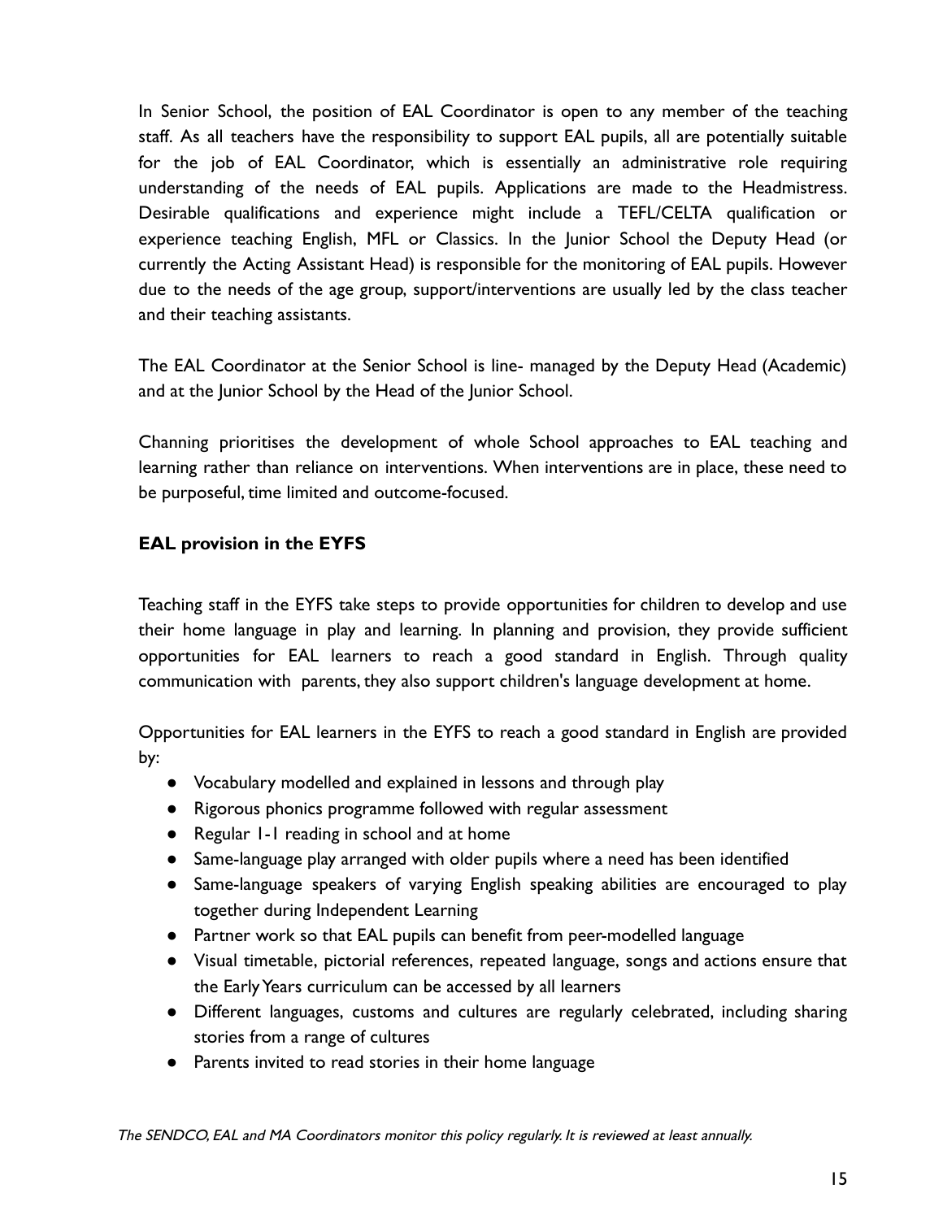In Senior School, the position of EAL Coordinator is open to any member of the teaching staff. As all teachers have the responsibility to support EAL pupils, all are potentially suitable for the job of EAL Coordinator, which is essentially an administrative role requiring understanding of the needs of EAL pupils. Applications are made to the Headmistress. Desirable qualifications and experience might include a TEFL/CELTA qualification or experience teaching English, MFL or Classics. In the Junior School the Deputy Head (or currently the Acting Assistant Head) is responsible for the monitoring of EAL pupils. However due to the needs of the age group, support/interventions are usually led by the class teacher and their teaching assistants.

The EAL Coordinator at the Senior School is line- managed by the Deputy Head (Academic) and at the Junior School by the Head of the Junior School.

Channing prioritises the development of whole School approaches to EAL teaching and learning rather than reliance on interventions. When interventions are in place, these need to be purposeful, time limited and outcome-focused.

**EAL provision in the EYFS**

Teaching staff in the EYFS take steps to provide opportunities for children to develop and use their home language in play and learning. In planning and provision, they provide sufficient opportunities for EAL learners to reach a good standard in English. Through quality communication with parents, they also support children's language development at home.

Opportunities for EAL learners in the EYFS to reach a good standard in English are provided by:

- Vocabulary modelled and explained in lessons and through play
- Rigorous phonics programme followed with regular assessment
- Regular 1-1 reading in school and at home
- Same-language play arranged with older pupils where a need has been identified
- Same-language speakers of varying English speaking abilities are encouraged to play together during Independent Learning
- Partner work so that EAL pupils can benefit from peer-modelled language
- Visual timetable, pictorial references, repeated language, songs and actions ensure that the Early Years curriculum can be accessed by all learners
- Different languages, customs and cultures are regularly celebrated, including sharing stories from a range of cultures
- Parents invited to read stories in their home language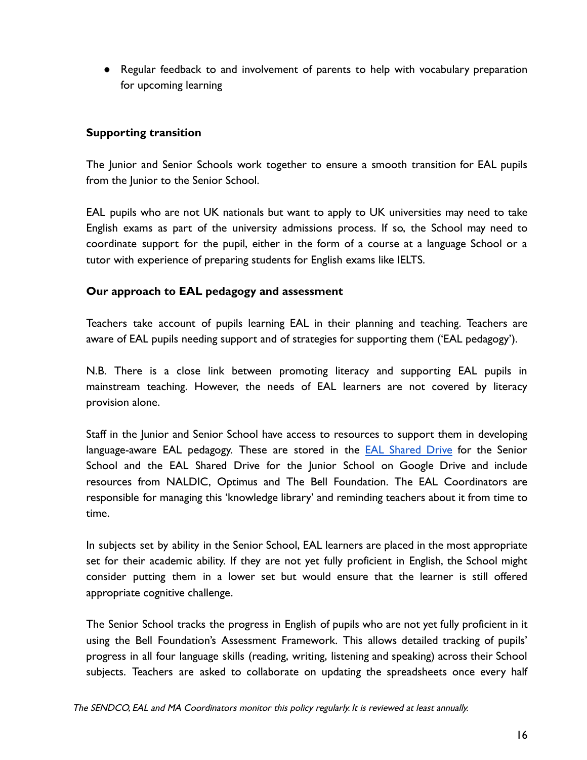- Regular feedback to and involvement of parents to help with vocabulary preparation for upcoming learning

### Supporting transition

The Junior and Senior Schools work together to ensure a smooth transition for EAL pupils from the Junior to the Senior School.

EAL pupils who are not UK nationals but want to apply to UK universities may need to take English exams as part of the university admissions process. If so, the School may need to coordinate support for the pupil, either in the form of a course at a language School or a tutor with experience of preparing students for English exams like IELTS.

### Our approach to EAL pedagogy and assessment

Teachers take account of pupils learning EAL in their planning and teaching. Teachers are aware of EAL pupils needing support and of strategies for supporting them ('EAL pedagogy').

N.B. There is a close link between promoting literacy and supporting EAL pupils in mainstream teaching. However, the needs of EAL learners are not covered by literacy provision alone.

Staff in the Junior and Senior School have access to resources to support them in developing language-aware EAL pedagogy. These are stored in the EAL Shared Drive for the Senior School and the EAL Shared Drive for the Junior School on Google Drive and include resources from NALDIC, Optimus and The Bell Foundation. The EAL Coordinators are responsible for managing this 'knowledge library' and reminding teachers about it from time to time.

In subjects set by ability in the Senior School, EAL learners are placed in the most appropriate set for their academic ability. If they are not yet fully proficient in English, the School might consider putting them in a lower set but would ensure that the learner is still offered appropriate cognitive challenge.

The Senior School tracks the progress in English of pupils who are not yet fully proficient in it using the Bell Foundation's Assessment Framework. This allows detailed tracking of pupils' progress in all four language skills (reading, writing, listening and speaking) across their School subjects. Teachers are asked to collaborate on updating the spreadsheets once every half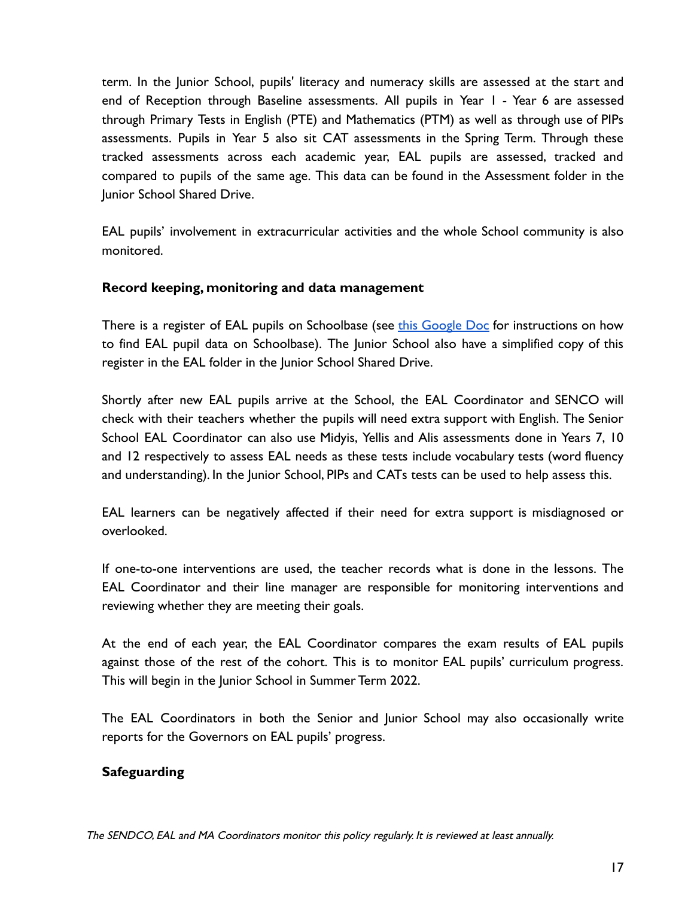term. In the Junior School, pupils' literacy and numeracy skills are assessed at the start and end of Reception through Baseline assessments. All pupils in Year 1 - Year 6 are assessed through Primary Tests in English (PTE) and Mathematics (PTM) as well as through use of PIPs assessments. Pupils in Year 5 also sit CAT assessments in the Spring Term. Through these tracked assessments across each academic year, EAL pupils are assessed, tracked and compared to pupils of the same age. This data can be found in the Assessment folder in the Junior School Shared Drive.

EAL pupils' involvement in extracurricular activities and the whole School community is also monitored.

**Record keeping, monitoring and data management**

There is a register of EAL pupils on Schoolbase (see this Google Doc for instructions on how to find EAL pupil data on Schoolbase). The Junior School also have a simplified copy of this register in the EAL folder in the Junior School Shared Drive.

Shortly after new EAL pupils arrive at the School, the EAL Coordinator and SENCO will check with their teachers whether the pupils will need extra support with English. The Senior School EAL Coordinator can also use Midyis, Yellis and Alis assessments done in Years 7, 10 and 12 respectively to assess EAL needs as these tests include vocabulary tests (word fluency and understanding). In the Junior School, PIPs and CATs tests can be used to help assess this.

EAL learners can be negatively affected if their need for extra support is misdiagnosed or overlooked.

If one-to-one interventions are used, the teacher records what is done in the lessons. The EAL Coordinator and their line manager are responsible for monitoring interventions and reviewing whether they are meeting their goals.

At the end of each year, the EAL Coordinator compares the exam results of EAL pupils against those of the rest of the cohort. This is to monitor EAL pupils' curriculum progress. This will begin in the Junior School in Summer Term 2022.

The EAL Coordinators in both the Senior and Junior School may also occasionally write reports for the Governors on EAL pupils' progress.

**Safeguarding**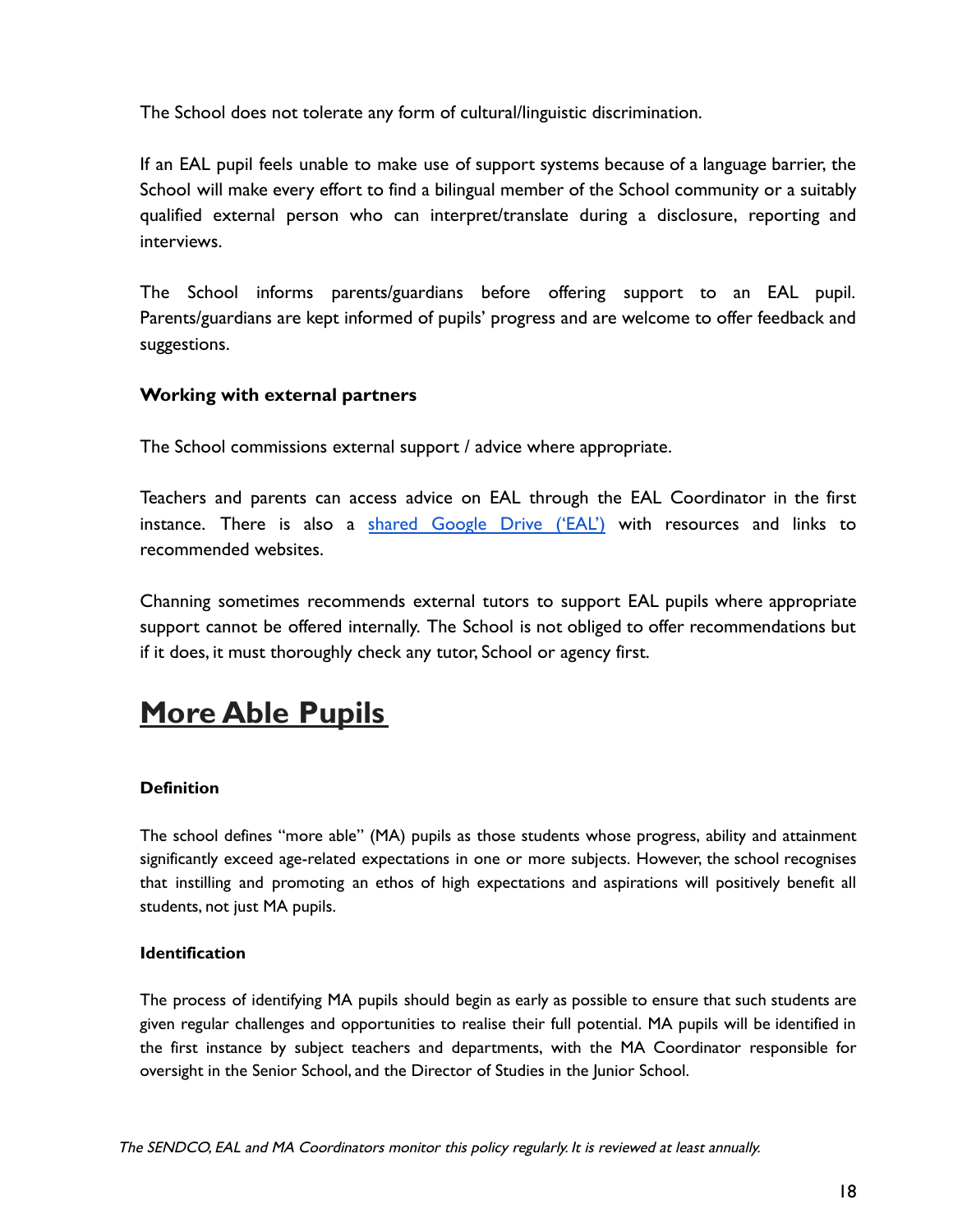The School does not tolerate any form of cultural/linguistic discrimination.

If an EAL pupil feels unable to make use of support systems because of a language barrier, the School will make every effort to find a bilingual member of the School community or a suitably qualified external person who can interpret/translate during a disclosure, reporting and interviews.

The School informs parents/guardians before offering support to an EAL pupil. Parents/guardians are kept informed of pupils' progress and are welcome to offer feedback and suggestions.

**Working with external partners**

The School commissions external support / advice where appropriate.

Teachers and parents can access advice on EAL through the EAL Coordinator in the first instance. There is also a shared Google Drive ('EAL') with resources and links to recommended websites.

Channing sometimes recommends external tutors to support EAL pupils where appropriate support cannot be offered internally. The School is not obliged to offer recommendations but if it does, it must thoroughly check any tutor, School or agency first.

# More Able Pupils

**Definition**

The school defines "more able" (MA) pupils as those students whose progress, ability and attainment significantly exceed age-related expectations in one or more subjects. However, the school recognises that instilling and promoting an ethos of high expectations and aspirations will positively benefit all students, not just MA pupils.

**Identification**

The process of identifying MA pupils should begin as early as possible to ensure that such students are given regular challenges and opportunities to realise their full potential. MA pupils will be identified in the first instance by subject teachers and departments, with the MA Coordinator responsible for oversight in the Senior School, and the Director of Studies in the Junior School.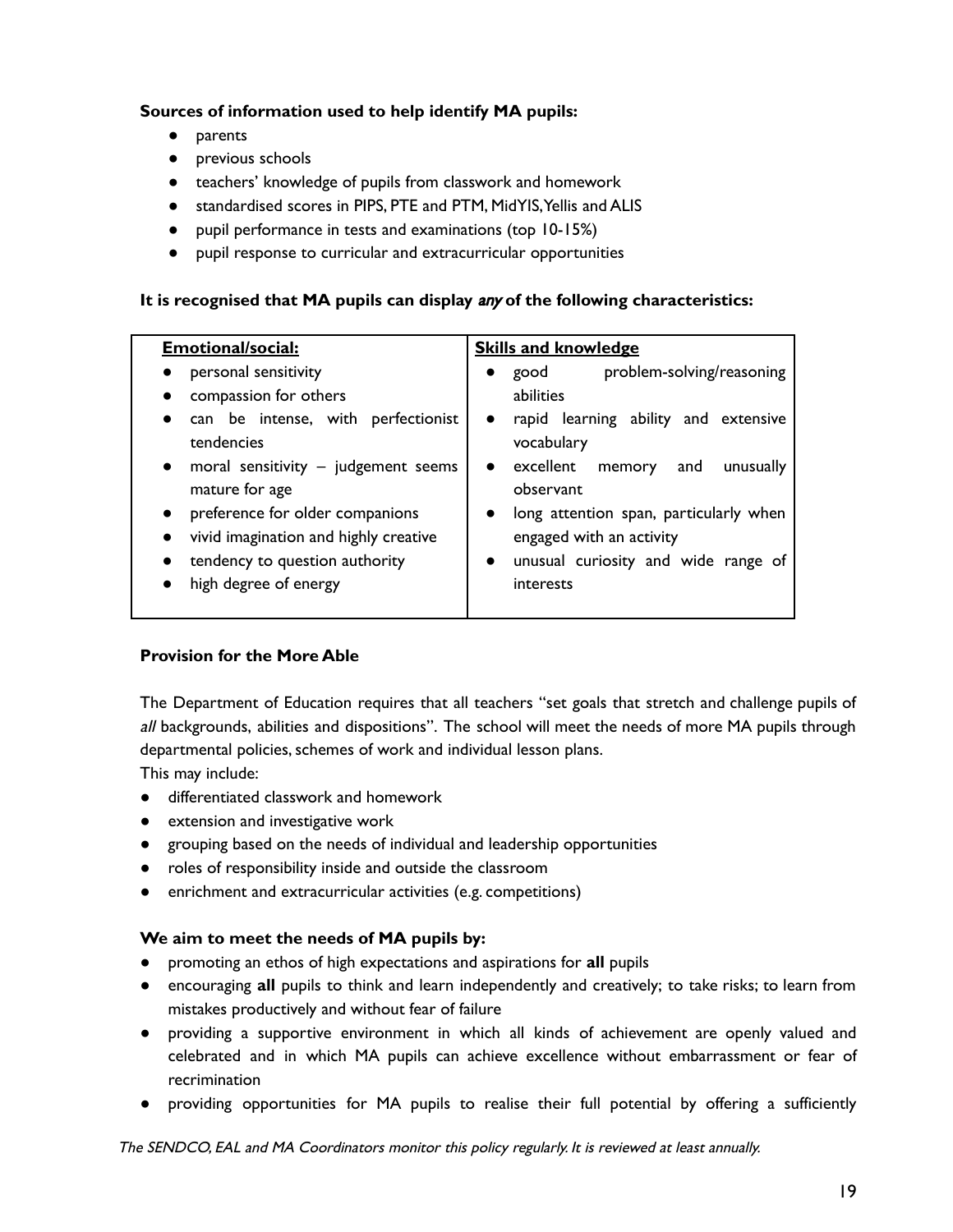**Sources of information used to help identify MA pupils:**

- parents
- previous schools
- teachers' knowledge of pupils from classwork and homework
- standardised scores in PIPS, PTE and PTM, MidYIS, Yellis and ALIS
- pupil performance in tests and examinations (top 10-15%)
- pupil response to curricular and extracurricular opportunities

**It is recognised that MA pupils can display *any* of the following characteristics:**

| **Emotional/social:** | **Skills and knowledge** |
|---|---|
| • personal sensitivity<br>• compassion for others<br>• can be intense, with perfectionist tendencies<br>• moral sensitivity – judgement seems mature for age<br>• preference for older companions<br>• vivid imagination and highly creative<br>• tendency to question authority<br>• high degree of energy | • good problem-solving/reasoning abilities<br>• rapid learning ability and extensive vocabulary<br>• excellent memory and unusually observant<br>• long attention span, particularly when engaged with an activity<br>• unusual curiosity and wide range of interests |

**Provision for the More Able**

The Department of Education requires that all teachers "set goals that stretch and challenge pupils of *all* backgrounds, abilities and dispositions". The school will meet the needs of more MA pupils through departmental policies, schemes of work and individual lesson plans.
This may include:

- differentiated classwork and homework
- extension and investigative work
- grouping based on the needs of individual and leadership opportunities
- roles of responsibility inside and outside the classroom
- enrichment and extracurricular activities (e.g. competitions)

**We aim to meet the needs of MA pupils by:**

- promoting an ethos of high expectations and aspirations for **all** pupils
- encouraging **all** pupils to think and learn independently and creatively; to take risks; to learn from mistakes productively and without fear of failure
- providing a supportive environment in which all kinds of achievement are openly valued and celebrated and in which MA pupils can achieve excellence without embarrassment or fear of recrimination
- providing opportunities for MA pupils to realise their full potential by offering a sufficiently

*The SENDCO, EAL and MA Coordinators monitor this policy regularly. It is reviewed at least annually.*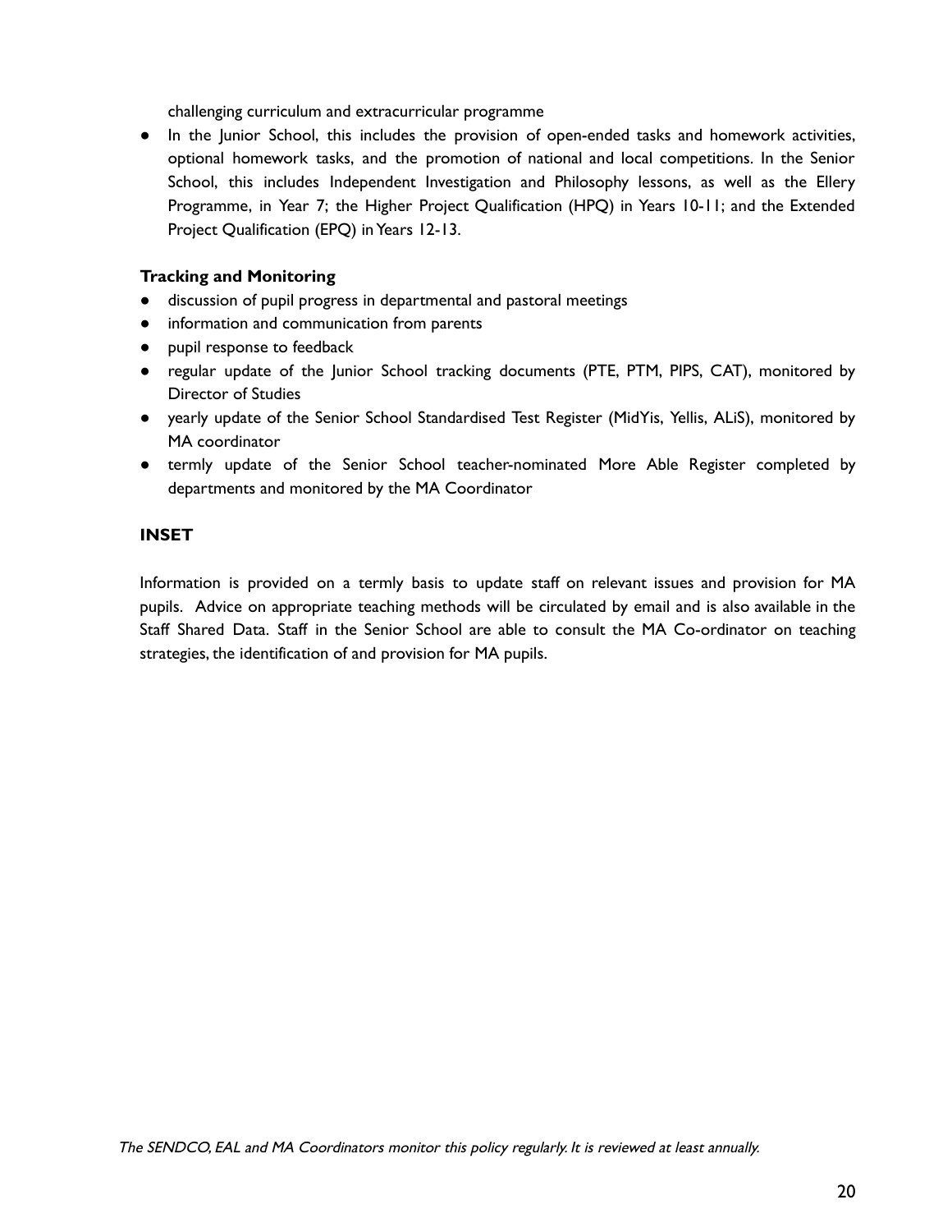challenging curriculum and extracurricular programme

- In the Junior School, this includes the provision of open-ended tasks and homework activities, optional homework tasks, and the promotion of national and local competitions. In the Senior School, this includes Independent Investigation and Philosophy lessons, as well as the Ellery Programme, in Year 7; the Higher Project Qualification (HPQ) in Years 10-11; and the Extended Project Qualification (EPQ) in Years 12-13.

**Tracking and Monitoring**

- discussion of pupil progress in departmental and pastoral meetings
- information and communication from parents
- pupil response to feedback
- regular update of the Junior School tracking documents (PTE, PTM, PIPS, CAT), monitored by Director of Studies
- yearly update of the Senior School Standardised Test Register (MidYis, Yellis, ALiS), monitored by MA coordinator
- termly update of the Senior School teacher-nominated More Able Register completed by departments and monitored by the MA Coordinator

**INSET**

Information is provided on a termly basis to update staff on relevant issues and provision for MA pupils. Advice on appropriate teaching methods will be circulated by email and is also available in the Staff Shared Data. Staff in the Senior School are able to consult the MA Co-ordinator on teaching strategies, the identification of and provision for MA pupils.

*The SENDCO, EAL and MA Coordinators monitor this policy regularly. It is reviewed at least annually.*